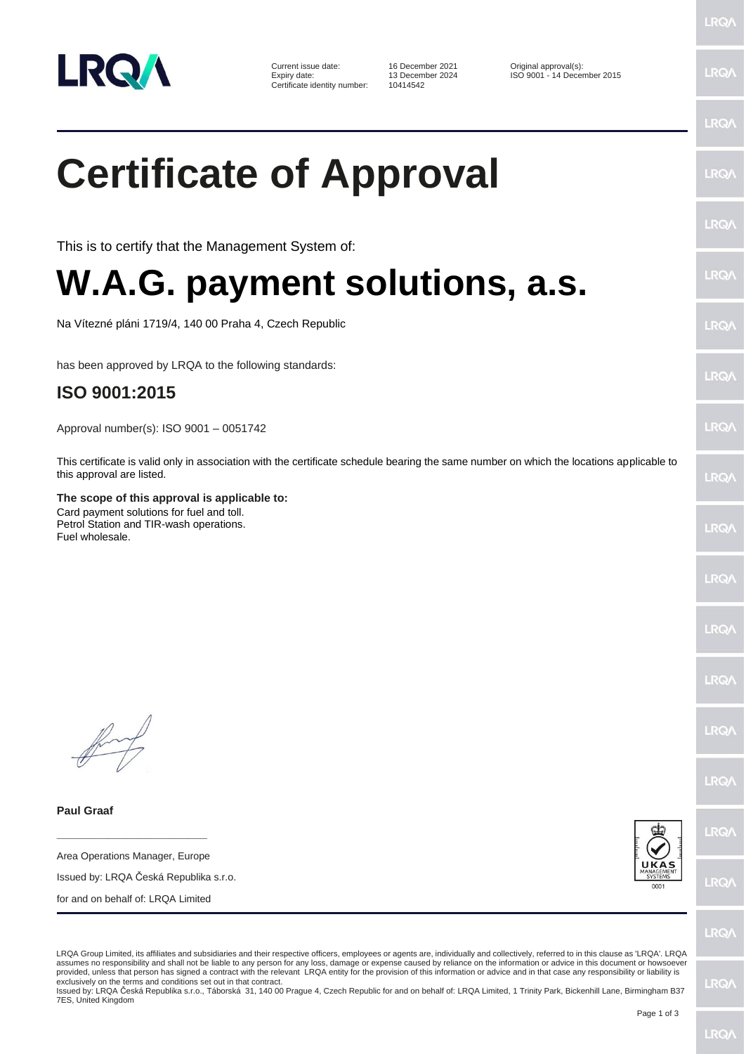| | | |
|---|---|---|
| Current issue date: | 16 December 2021 | Original approval(s): |
| Expiry date: | 13 December 2024 | ISO 9001 - 14 December 2015 |
| Certificate identity number: | 10414542 | |

# Certificate of Approval

This is to certify that the Management System of:

# W.A.G. payment solutions, a.s.

Na Vítězné pláni 1719/4, 140 00 Praha 4, Czech Republic

has been approved by LRQA to the following standards:

## ISO 9001:2015

Approval number(s): ISO 9001 – 0051742

This certificate is valid only in association with the certificate schedule bearing the same number on which the locations applicable to this approval are listed.

**The scope of this approval is applicable to:**
Card payment solutions for fuel and toll.
Petrol Station and TIR-wash operations.
Fuel wholesale.

**Paul Graaf**

Area Operations Manager, Europe

Issued by: LRQA Česká Republika s.r.o.

for and on behalf of: LRQA Limited

LRQA Group Limited, its affiliates and subsidiaries and their respective officers, employees or agents are, individually and collectively, referred to in this clause as 'LRQA'. LRQA assumes no responsibility and shall not be liable to any person for any loss, damage or expense caused by reliance on the information or advice in this document or howsoever provided, unless that person has signed a contract with the relevant LRQA entity for the provision of this information or advice and in that case any responsibility or liability is exclusively on the terms and conditions set out in that contract.
Issued by: LRQA Česká Republika s.r.o., Táborská 31, 140 00 Prague 4, Czech Republic for and on behalf of: LRQA Limited, 1 Trinity Park, Bickenhill Lane, Birmingham B37 7ES, United Kingdom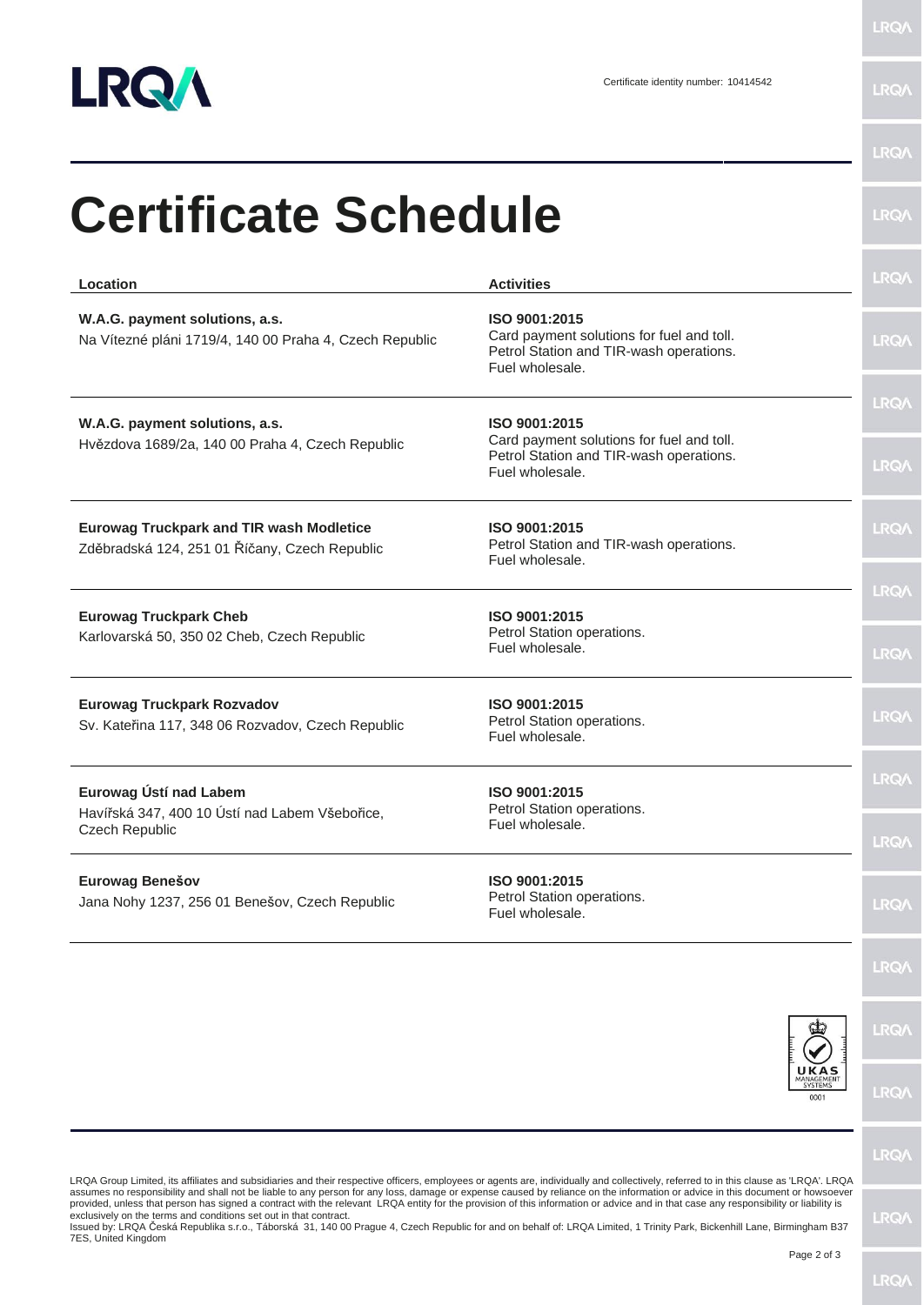Certificate identity number: 10414542

# Certificate Schedule

| Location | Activities |
| --- | --- |
| **W.A.G. payment solutions, a.s.**<br>Na Vítezné pláni 1719/4, 140 00 Praha 4, Czech Republic | **ISO 9001:2015**<br>Card payment solutions for fuel and toll.<br>Petrol Station and TIR-wash operations.<br>Fuel wholesale. |
| **W.A.G. payment solutions, a.s.**<br>Hvězdova 1689/2a, 140 00 Praha 4, Czech Republic | **ISO 9001:2015**<br>Card payment solutions for fuel and toll.<br>Petrol Station and TIR-wash operations.<br>Fuel wholesale. |
| **Eurowag Truckpark and TIR wash Modletice**<br>Zděbradská 124, 251 01 Říčany, Czech Republic | **ISO 9001:2015**<br>Petrol Station and TIR-wash operations.<br>Fuel wholesale. |
| **Eurowag Truckpark Cheb**<br>Karlovarská 50, 350 02 Cheb, Czech Republic | **ISO 9001:2015**<br>Petrol Station operations.<br>Fuel wholesale. |
| **Eurowag Truckpark Rozvadov**<br>Sv. Kateřina 117, 348 06 Rozvadov, Czech Republic | **ISO 9001:2015**<br>Petrol Station operations.<br>Fuel wholesale. |
| **Eurowag Ústí nad Labem**<br>Havířská 347, 400 10 Ústí nad Labem Všebořice, Czech Republic | **ISO 9001:2015**<br>Petrol Station operations.<br>Fuel wholesale. |
| **Eurowag Benešov**<br>Jana Nohy 1237, 256 01 Benešov, Czech Republic | **ISO 9001:2015**<br>Petrol Station operations.<br>Fuel wholesale. |

UKAS MANAGEMENT SYSTEMS 0001

LRQA Group Limited, its affiliates and subsidiaries and their respective officers, employees or agents are, individually and collectively, referred to in this clause as 'LRQA'. LRQA assumes no responsibility and shall not be liable to any person for any loss, damage or expense caused by reliance on the information or advice in this document or howsoever provided, unless that person has signed a contract with the relevant LRQA entity for the provision of this information or advice and in that case any responsibility or liability is exclusively on the terms and conditions set out in that contract.
Issued by: LRQA Česká Republika s.r.o., Táborská 31, 140 00 Prague 4, Czech Republic for and on behalf of: LRQA Limited, 1 Trinity Park, Bickenhill Lane, Birmingham B37 7ES, United Kingdom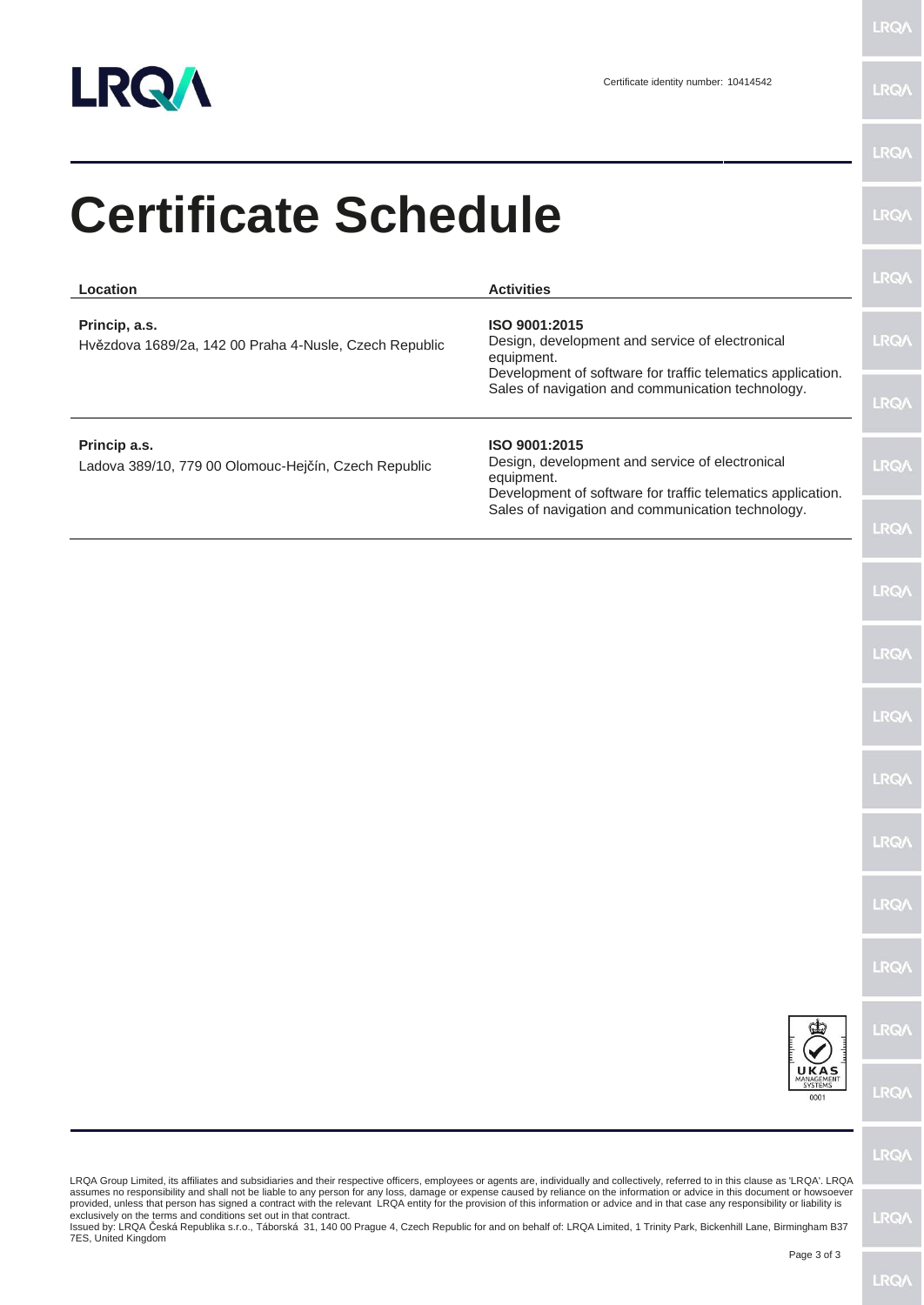Certificate identity number: 10414542

# Certificate Schedule

| Location | Activities |
| --- | --- |
| **Princip, a.s.**<br>Hvězdova 1689/2a, 142 00 Praha 4-Nusle, Czech Republic | **ISO 9001:2015**<br>Design, development and service of electronical equipment.<br>Development of software for traffic telematics application.<br>Sales of navigation and communication technology. |
| **Princip a.s.**<br>Ladova 389/10, 779 00 Olomouc-Hejčín, Czech Republic | **ISO 9001:2015**<br>Design, development and service of electronical equipment.<br>Development of software for traffic telematics application.<br>Sales of navigation and communication technology. |

UKAS MANAGEMENT SYSTEMS 0001

LRQA Group Limited, its affiliates and subsidiaries and their respective officers, employees or agents are, individually and collectively, referred to in this clause as 'LRQA'. LRQA assumes no responsibility and shall not be liable to any person for any loss, damage or expense caused by reliance on the information or advice in this document or howsoever provided, unless that person has signed a contract with the relevant LRQA entity for the provision of this information or advice and in that case any responsibility or liability is exclusively on the terms and conditions set out in that contract.
Issued by: LRQA Česká Republika s.r.o., Táborská 31, 140 00 Prague 4, Czech Republic for and on behalf of: LRQA Limited, 1 Trinity Park, Bickenhill Lane, Birmingham B37 7ES, United Kingdom